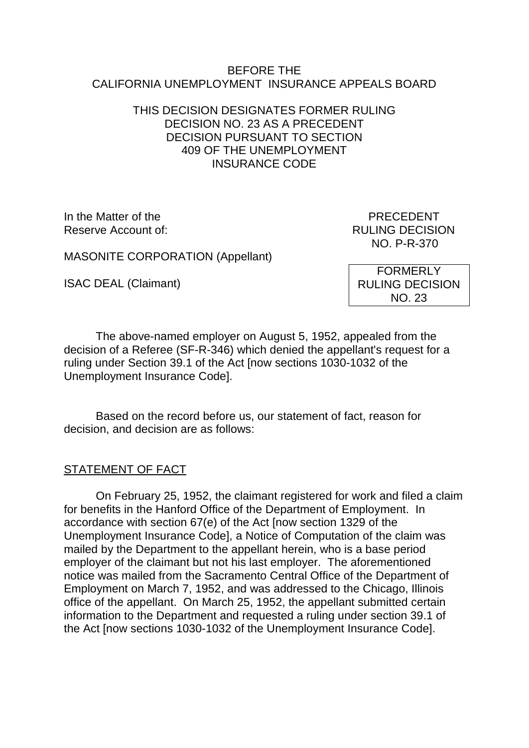BEFORE THE
CALIFORNIA UNEMPLOYMENT INSURANCE APPEALS BOARD

THIS DECISION DESIGNATES FORMER RULING DECISION NO. 23 AS A PRECEDENT DECISION PURSUANT TO SECTION 409 OF THE UNEMPLOYMENT INSURANCE CODE

In the Matter of the Reserve Account of:

MASONITE CORPORATION (Appellant)

ISAC DEAL (Claimant)

PRECEDENT RULING DECISION NO. P-R-370

FORMERLY RULING DECISION NO. 23

The above-named employer on August 5, 1952, appealed from the decision of a Referee (SF-R-346) which denied the appellant's request for a ruling under Section 39.1 of the Act [now sections 1030-1032 of the Unemployment Insurance Code].

Based on the record before us, our statement of fact, reason for decision, and decision are as follows:

## STATEMENT OF FACT

On February 25, 1952, the claimant registered for work and filed a claim for benefits in the Hanford Office of the Department of Employment. In accordance with section 67(e) of the Act [now section 1329 of the Unemployment Insurance Code], a Notice of Computation of the claim was mailed by the Department to the appellant herein, who is a base period employer of the claimant but not his last employer. The aforementioned notice was mailed from the Sacramento Central Office of the Department of Employment on March 7, 1952, and was addressed to the Chicago, Illinois office of the appellant. On March 25, 1952, the appellant submitted certain information to the Department and requested a ruling under section 39.1 of the Act [now sections 1030-1032 of the Unemployment Insurance Code].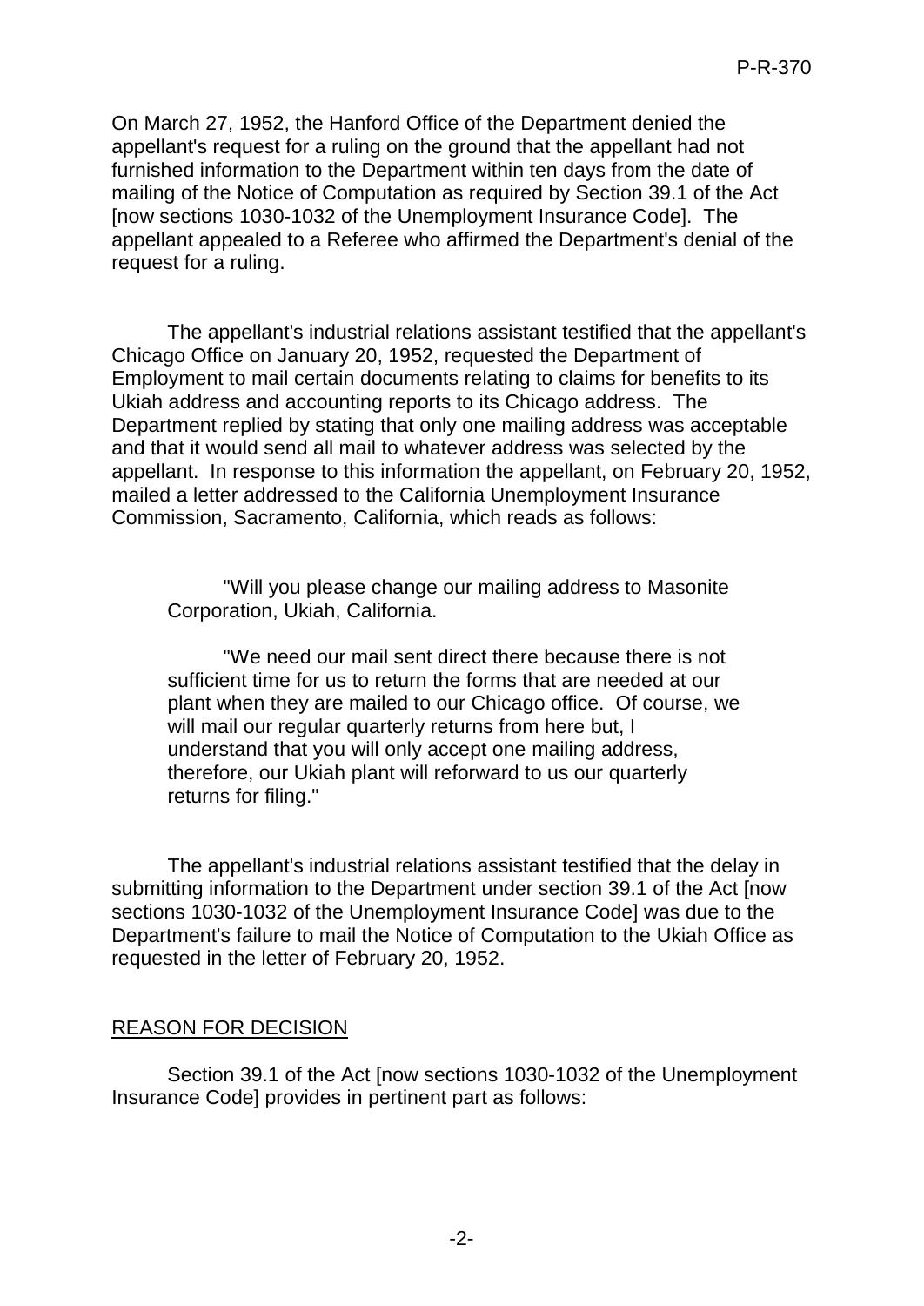On March 27, 1952, the Hanford Office of the Department denied the appellant's request for a ruling on the ground that the appellant had not furnished information to the Department within ten days from the date of mailing of the Notice of Computation as required by Section 39.1 of the Act [now sections 1030-1032 of the Unemployment Insurance Code]. The appellant appealed to a Referee who affirmed the Department's denial of the request for a ruling.

The appellant's industrial relations assistant testified that the appellant's Chicago Office on January 20, 1952, requested the Department of Employment to mail certain documents relating to claims for benefits to its Ukiah address and accounting reports to its Chicago address. The Department replied by stating that only one mailing address was acceptable and that it would send all mail to whatever address was selected by the appellant. In response to this information the appellant, on February 20, 1952, mailed a letter addressed to the California Unemployment Insurance Commission, Sacramento, California, which reads as follows:

> "Will you please change our mailing address to Masonite Corporation, Ukiah, California.
>
> "We need our mail sent direct there because there is not sufficient time for us to return the forms that are needed at our plant when they are mailed to our Chicago office. Of course, we will mail our regular quarterly returns from here but, I understand that you will only accept one mailing address, therefore, our Ukiah plant will reforward to us our quarterly returns for filing."

The appellant's industrial relations assistant testified that the delay in submitting information to the Department under section 39.1 of the Act [now sections 1030-1032 of the Unemployment Insurance Code] was due to the Department's failure to mail the Notice of Computation to the Ukiah Office as requested in the letter of February 20, 1952.

## REASON FOR DECISION

Section 39.1 of the Act [now sections 1030-1032 of the Unemployment Insurance Code] provides in pertinent part as follows: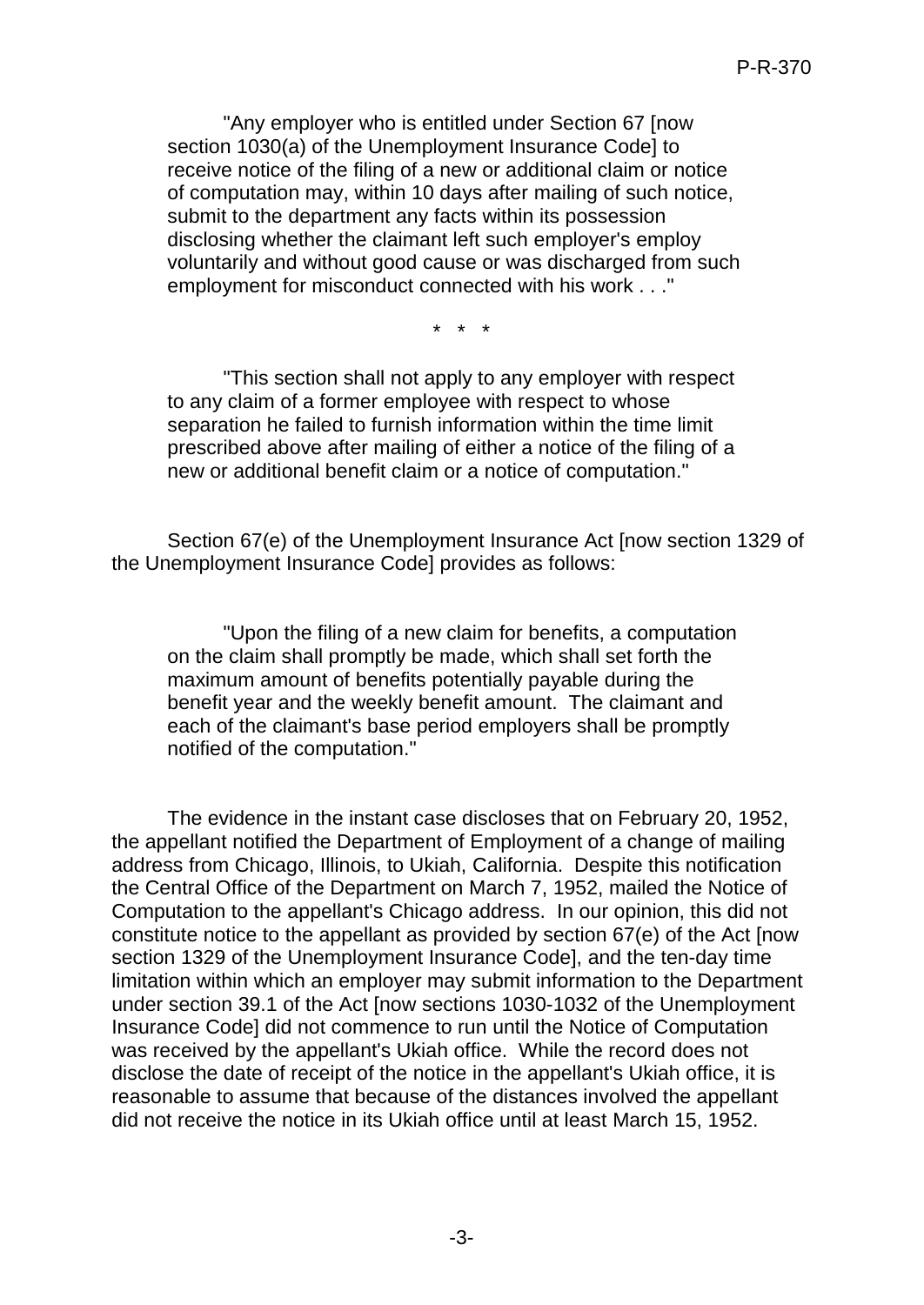> "Any employer who is entitled under Section 67 [now section 1030(a) of the Unemployment Insurance Code] to receive notice of the filing of a new or additional claim or notice of computation may, within 10 days after mailing of such notice, submit to the department any facts within its possession disclosing whether the claimant left such employer's employ voluntarily and without good cause or was discharged from such employment for misconduct connected with his work . . ."

\* \* \*

> "This section shall not apply to any employer with respect to any claim of a former employee with respect to whose separation he failed to furnish information within the time limit prescribed above after mailing of either a notice of the filing of a new or additional benefit claim or a notice of computation."

Section 67(e) of the Unemployment Insurance Act [now section 1329 of the Unemployment Insurance Code] provides as follows:

> "Upon the filing of a new claim for benefits, a computation on the claim shall promptly be made, which shall set forth the maximum amount of benefits potentially payable during the benefit year and the weekly benefit amount. The claimant and each of the claimant's base period employers shall be promptly notified of the computation."

The evidence in the instant case discloses that on February 20, 1952, the appellant notified the Department of Employment of a change of mailing address from Chicago, Illinois, to Ukiah, California. Despite this notification the Central Office of the Department on March 7, 1952, mailed the Notice of Computation to the appellant's Chicago address. In our opinion, this did not constitute notice to the appellant as provided by section 67(e) of the Act [now section 1329 of the Unemployment Insurance Code], and the ten-day time limitation within which an employer may submit information to the Department under section 39.1 of the Act [now sections 1030-1032 of the Unemployment Insurance Code] did not commence to run until the Notice of Computation was received by the appellant's Ukiah office. While the record does not disclose the date of receipt of the notice in the appellant's Ukiah office, it is reasonable to assume that because of the distances involved the appellant did not receive the notice in its Ukiah office until at least March 15, 1952.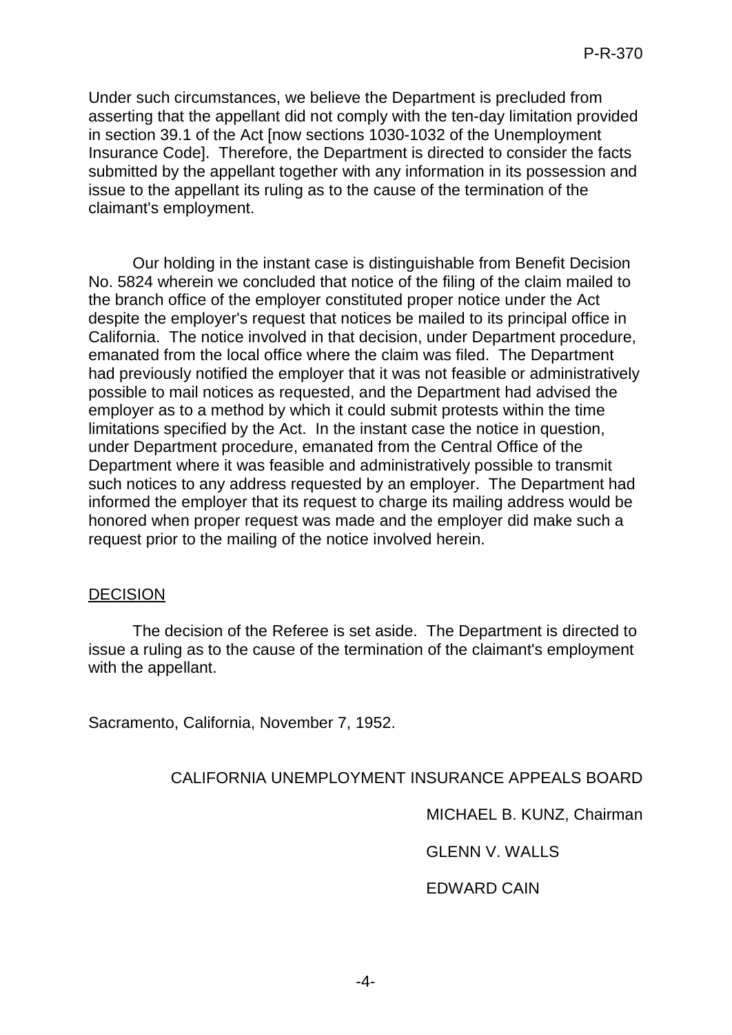Under such circumstances, we believe the Department is precluded from asserting that the appellant did not comply with the ten-day limitation provided in section 39.1 of the Act [now sections 1030-1032 of the Unemployment Insurance Code]. Therefore, the Department is directed to consider the facts submitted by the appellant together with any information in its possession and issue to the appellant its ruling as to the cause of the termination of the claimant's employment.

Our holding in the instant case is distinguishable from Benefit Decision No. 5824 wherein we concluded that notice of the filing of the claim mailed to the branch office of the employer constituted proper notice under the Act despite the employer's request that notices be mailed to its principal office in California. The notice involved in that decision, under Department procedure, emanated from the local office where the claim was filed. The Department had previously notified the employer that it was not feasible or administratively possible to mail notices as requested, and the Department had advised the employer as to a method by which it could submit protests within the time limitations specified by the Act. In the instant case the notice in question, under Department procedure, emanated from the Central Office of the Department where it was feasible and administratively possible to transmit such notices to any address requested by an employer. The Department had informed the employer that its request to charge its mailing address would be honored when proper request was made and the employer did make such a request prior to the mailing of the notice involved herein.

## DECISION

The decision of the Referee is set aside. The Department is directed to issue a ruling as to the cause of the termination of the claimant's employment with the appellant.

Sacramento, California, November 7, 1952.

CALIFORNIA UNEMPLOYMENT INSURANCE APPEALS BOARD

MICHAEL B. KUNZ, Chairman

GLENN V. WALLS

EDWARD CAIN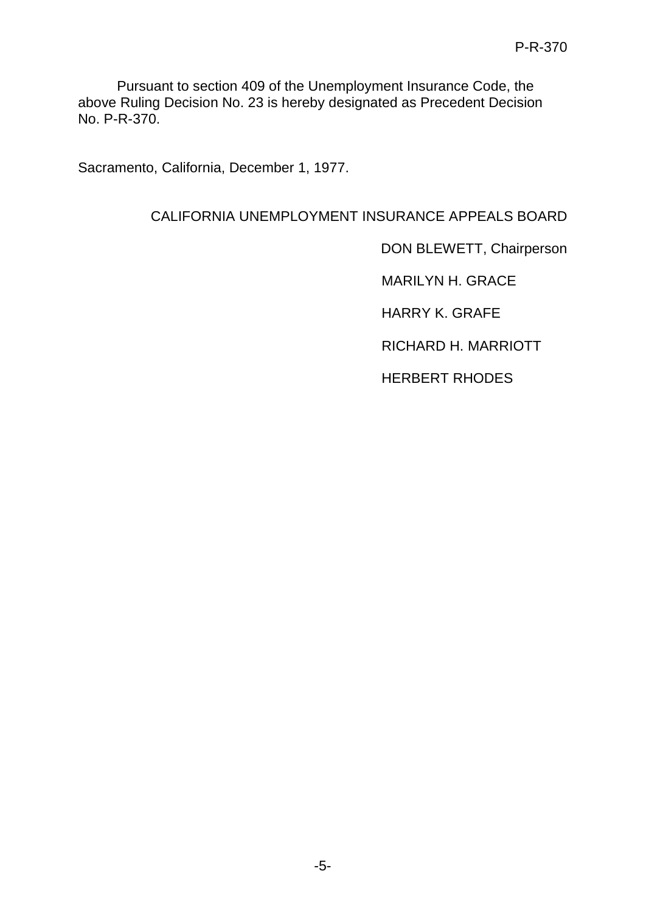Pursuant to section 409 of the Unemployment Insurance Code, the above Ruling Decision No. 23 is hereby designated as Precedent Decision No. P-R-370.

Sacramento, California, December 1, 1977.

CALIFORNIA UNEMPLOYMENT INSURANCE APPEALS BOARD

DON BLEWETT, Chairperson

MARILYN H. GRACE

HARRY K. GRAFE

RICHARD H. MARRIOTT

HERBERT RHODES